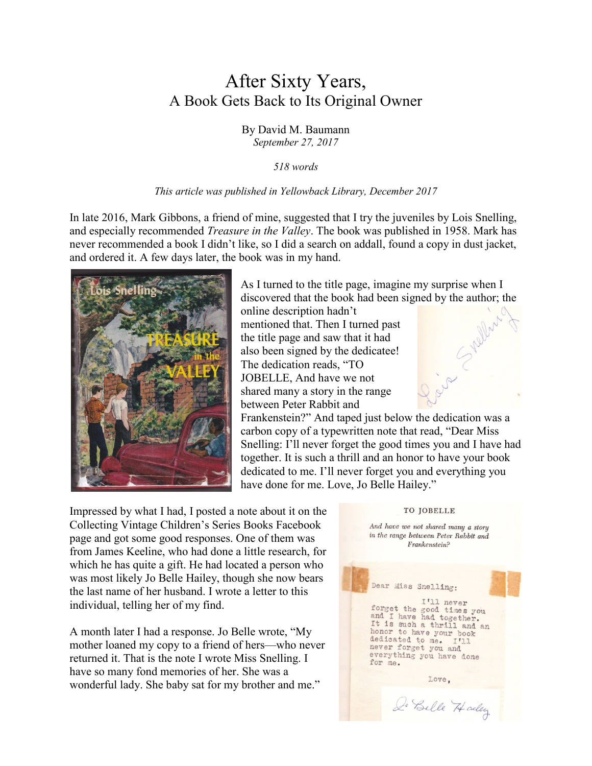# After Sixty Years,
## A Book Gets Back to Its Original Owner

By David M. Baumann
*September 27, 2017*

*518 words*

*This article was published in Yellowback Library, December 2017*

In late 2016, Mark Gibbons, a friend of mine, suggested that I try the juveniles by Lois Snelling, and especially recommended *Treasure in the Valley*. The book was published in 1958. Mark has never recommended a book I didn't like, so I did a search on addall, found a copy in dust jacket, and ordered it. A few days later, the book was in my hand.

As I turned to the title page, imagine my surprise when I discovered that the book had been signed by the author; the online description hadn't mentioned that. Then I turned past the title page and saw that it had also been signed by the dedicatee! The dedication reads, "TO JOBELLE, And have we not shared many a story in the range between Peter Rabbit and Frankenstein?" And taped just below the dedication was a carbon copy of a typewritten note that read, "Dear Miss Snelling: I'll never forget the good times you and I have had together. It is such a thrill and an honor to have your book dedicated to me. I'll never forget you and everything you have done for me. Love, Jo Belle Hailey."

Impressed by what I had, I posted a note about it on the Collecting Vintage Children's Series Books Facebook page and got some good responses. One of them was from James Keeline, who had done a little research, for which he has quite a gift. He had located a person who was most likely Jo Belle Hailey, though she now bears the last name of her husband. I wrote a letter to this individual, telling her of my find.

A month later I had a response. Jo Belle wrote, "My mother loaned my copy to a friend of hers—who never returned it. That is the note I wrote Miss Snelling. I have so many fond memories of her. She was a wonderful lady. She baby sat for my brother and me."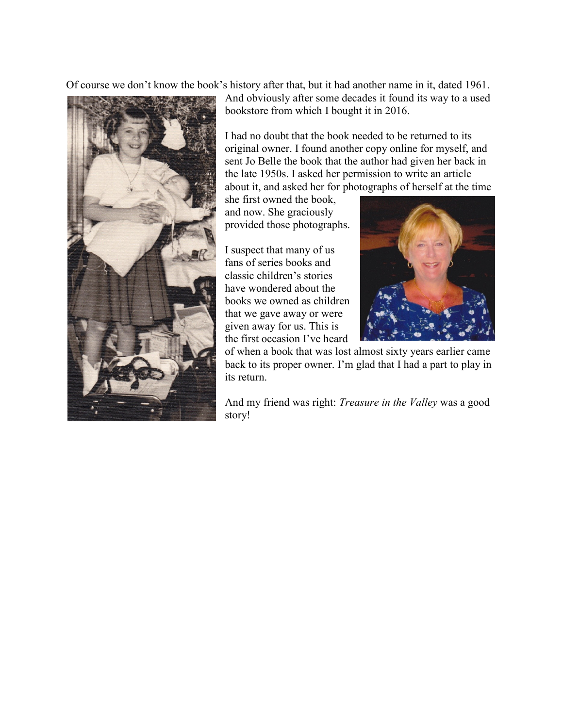Of course we don't know the book's history after that, but it had another name in it, dated 1961. And obviously after some decades it found its way to a used bookstore from which I bought it in 2016.

I had no doubt that the book needed to be returned to its original owner. I found another copy online for myself, and sent Jo Belle the book that the author had given her back in the late 1950s. I asked her permission to write an article about it, and asked her for photographs of herself at the time she first owned the book, and now. She graciously provided those photographs.

I suspect that many of us fans of series books and classic children's stories have wondered about the books we owned as children that we gave away or were given away for us. This is the first occasion I've heard of when a book that was lost almost sixty years earlier came back to its proper owner. I'm glad that I had a part to play in its return.

And my friend was right: *Treasure in the Valley* was a good story!